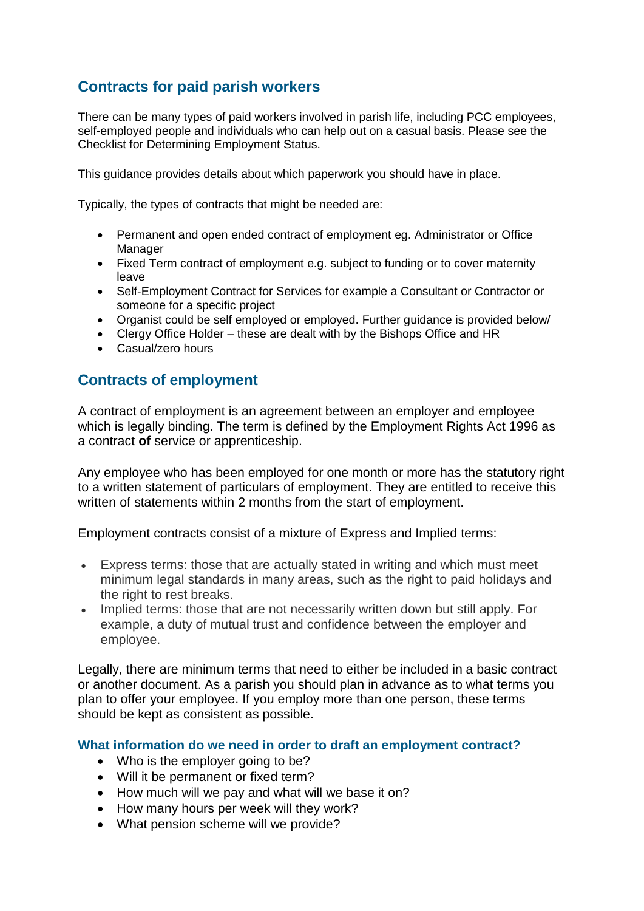## Contracts for paid parish workers

There can be many types of paid workers involved in parish life, including PCC employees, self-employed people and individuals who can help out on a casual basis. Please see the Checklist for Determining Employment Status.

This guidance provides details about which paperwork you should have in place.

Typically, the types of contracts that might be needed are:

- Permanent and open ended contract of employment eg. Administrator or Office Manager
- Fixed Term contract of employment e.g. subject to funding or to cover maternity leave
- Self-Employment Contract for Services for example a Consultant or Contractor or someone for a specific project
- Organist could be self employed or employed. Further guidance is provided below/
- Clergy Office Holder – these are dealt with by the Bishops Office and HR
- Casual/zero hours

## Contracts of employment

A contract of employment is an agreement between an employer and employee which is legally binding. The term is defined by the Employment Rights Act 1996 as a contract **of** service or apprenticeship.

Any employee who has been employed for one month or more has the statutory right to a written statement of particulars of employment. They are entitled to receive this written of statements within 2 months from the start of employment.

Employment contracts consist of a mixture of Express and Implied terms:

- Express terms: those that are actually stated in writing and which must meet minimum legal standards in many areas, such as the right to paid holidays and the right to rest breaks.
- Implied terms: those that are not necessarily written down but still apply. For example, a duty of mutual trust and confidence between the employer and employee.

Legally, there are minimum terms that need to either be included in a basic contract or another document. As a parish you should plan in advance as to what terms you plan to offer your employee. If you employ more than one person, these terms should be kept as consistent as possible.

### What information do we need in order to draft an employment contract?

- Who is the employer going to be?
- Will it be permanent or fixed term?
- How much will we pay and what will we base it on?
- How many hours per week will they work?
- What pension scheme will we provide?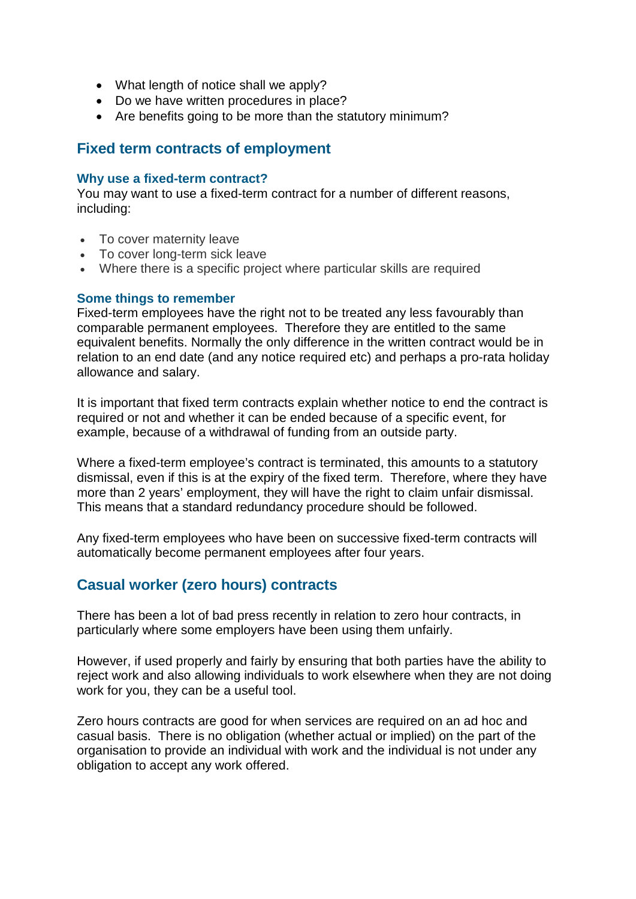- What length of notice shall we apply?
- Do we have written procedures in place?
- Are benefits going to be more than the statutory minimum?

## Fixed term contracts of employment

### Why use a fixed-term contract?

You may want to use a fixed-term contract for a number of different reasons, including:

- To cover maternity leave
- To cover long-term sick leave
- Where there is a specific project where particular skills are required

### Some things to remember

Fixed-term employees have the right not to be treated any less favourably than comparable permanent employees. Therefore they are entitled to the same equivalent benefits. Normally the only difference in the written contract would be in relation to an end date (and any notice required etc) and perhaps a pro-rata holiday allowance and salary.

It is important that fixed term contracts explain whether notice to end the contract is required or not and whether it can be ended because of a specific event, for example, because of a withdrawal of funding from an outside party.

Where a fixed-term employee's contract is terminated, this amounts to a statutory dismissal, even if this is at the expiry of the fixed term. Therefore, where they have more than 2 years' employment, they will have the right to claim unfair dismissal. This means that a standard redundancy procedure should be followed.

Any fixed-term employees who have been on successive fixed-term contracts will automatically become permanent employees after four years.

## Casual worker (zero hours) contracts

There has been a lot of bad press recently in relation to zero hour contracts, in particularly where some employers have been using them unfairly.

However, if used properly and fairly by ensuring that both parties have the ability to reject work and also allowing individuals to work elsewhere when they are not doing work for you, they can be a useful tool.

Zero hours contracts are good for when services are required on an ad hoc and casual basis. There is no obligation (whether actual or implied) on the part of the organisation to provide an individual with work and the individual is not under any obligation to accept any work offered.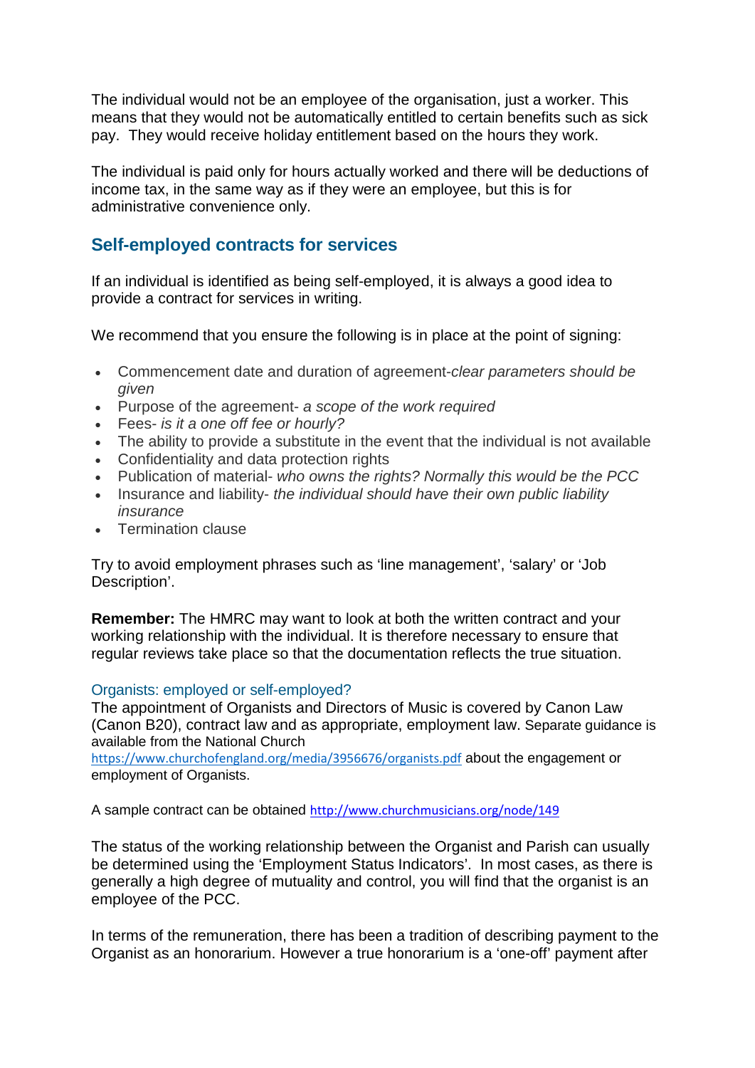The individual would not be an employee of the organisation, just a worker. This means that they would not be automatically entitled to certain benefits such as sick pay. They would receive holiday entitlement based on the hours they work.

The individual is paid only for hours actually worked and there will be deductions of income tax, in the same way as if they were an employee, but this is for administrative convenience only.

## Self-employed contracts for services

If an individual is identified as being self-employed, it is always a good idea to provide a contract for services in writing.

We recommend that you ensure the following is in place at the point of signing:

- Commencement date and duration of agreement-*clear parameters should be given*
- Purpose of the agreement- *a scope of the work required*
- Fees- *is it a one off fee or hourly?*
- The ability to provide a substitute in the event that the individual is not available
- Confidentiality and data protection rights
- Publication of material- *who owns the rights? Normally this would be the PCC*
- Insurance and liability- *the individual should have their own public liability insurance*
- Termination clause

Try to avoid employment phrases such as 'line management', 'salary' or 'Job Description'.

**Remember:** The HMRC may want to look at both the written contract and your working relationship with the individual. It is therefore necessary to ensure that regular reviews take place so that the documentation reflects the true situation.

### Organists: employed or self-employed?

The appointment of Organists and Directors of Music is covered by Canon Law (Canon B20), contract law and as appropriate, employment law. Separate guidance is available from the National Church https://www.churchofengland.org/media/3956676/organists.pdf about the engagement or employment of Organists.

A sample contract can be obtained http://www.churchmusicians.org/node/149

The status of the working relationship between the Organist and Parish can usually be determined using the 'Employment Status Indicators'. In most cases, as there is generally a high degree of mutuality and control, you will find that the organist is an employee of the PCC.

In terms of the remuneration, there has been a tradition of describing payment to the Organist as an honorarium. However a true honorarium is a 'one-off' payment after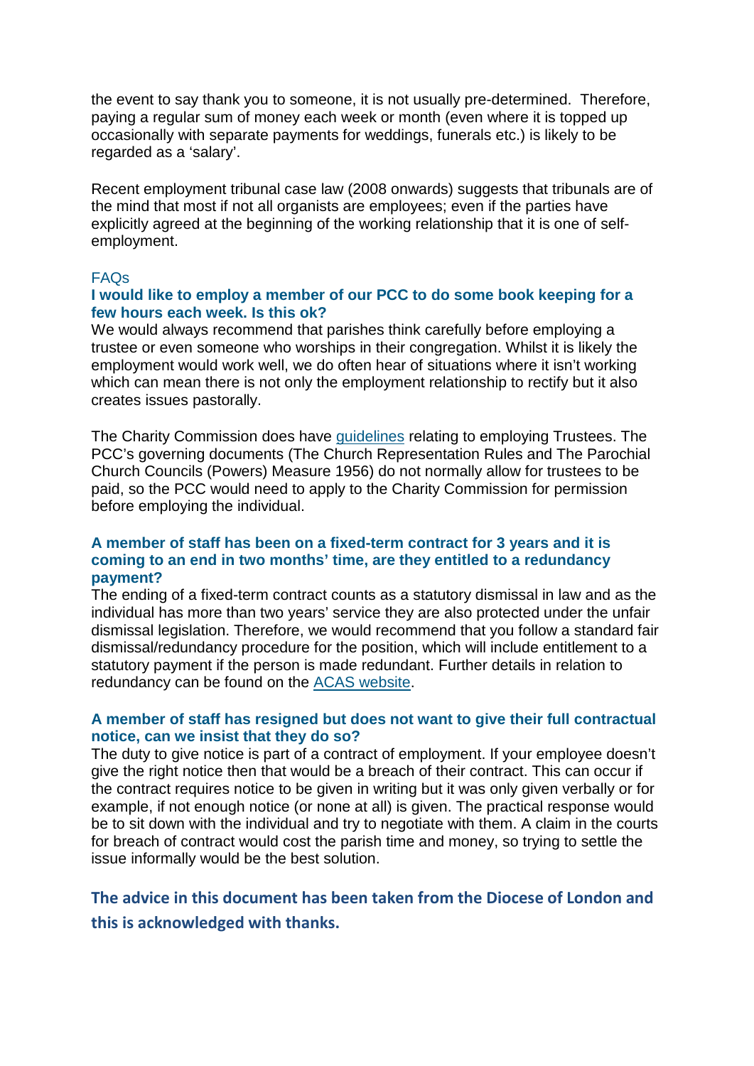the event to say thank you to someone, it is not usually pre-determined. Therefore, paying a regular sum of money each week or month (even where it is topped up occasionally with separate payments for weddings, funerals etc.) is likely to be regarded as a 'salary'.

Recent employment tribunal case law (2008 onwards) suggests that tribunals are of the mind that most if not all organists are employees; even if the parties have explicitly agreed at the beginning of the working relationship that it is one of self-employment.

## FAQs

### I would like to employ a member of our PCC to do some book keeping for a few hours each week. Is this ok?

We would always recommend that parishes think carefully before employing a trustee or even someone who worships in their congregation. Whilst it is likely the employment would work well, we do often hear of situations where it isn't working which can mean there is not only the employment relationship to rectify but it also creates issues pastorally.

The Charity Commission does have guidelines relating to employing Trustees. The PCC's governing documents (The Church Representation Rules and The Parochial Church Councils (Powers) Measure 1956) do not normally allow for trustees to be paid, so the PCC would need to apply to the Charity Commission for permission before employing the individual.

### A member of staff has been on a fixed-term contract for 3 years and it is coming to an end in two months' time, are they entitled to a redundancy payment?

The ending of a fixed-term contract counts as a statutory dismissal in law and as the individual has more than two years' service they are also protected under the unfair dismissal legislation. Therefore, we would recommend that you follow a standard fair dismissal/redundancy procedure for the position, which will include entitlement to a statutory payment if the person is made redundant. Further details in relation to redundancy can be found on the ACAS website.

### A member of staff has resigned but does not want to give their full contractual notice, can we insist that they do so?

The duty to give notice is part of a contract of employment. If your employee doesn't give the right notice then that would be a breach of their contract. This can occur if the contract requires notice to be given in writing but it was only given verbally or for example, if not enough notice (or none at all) is given. The practical response would be to sit down with the individual and try to negotiate with them. A claim in the courts for breach of contract would cost the parish time and money, so trying to settle the issue informally would be the best solution.

**The advice in this document has been taken from the Diocese of London and this is acknowledged with thanks.**